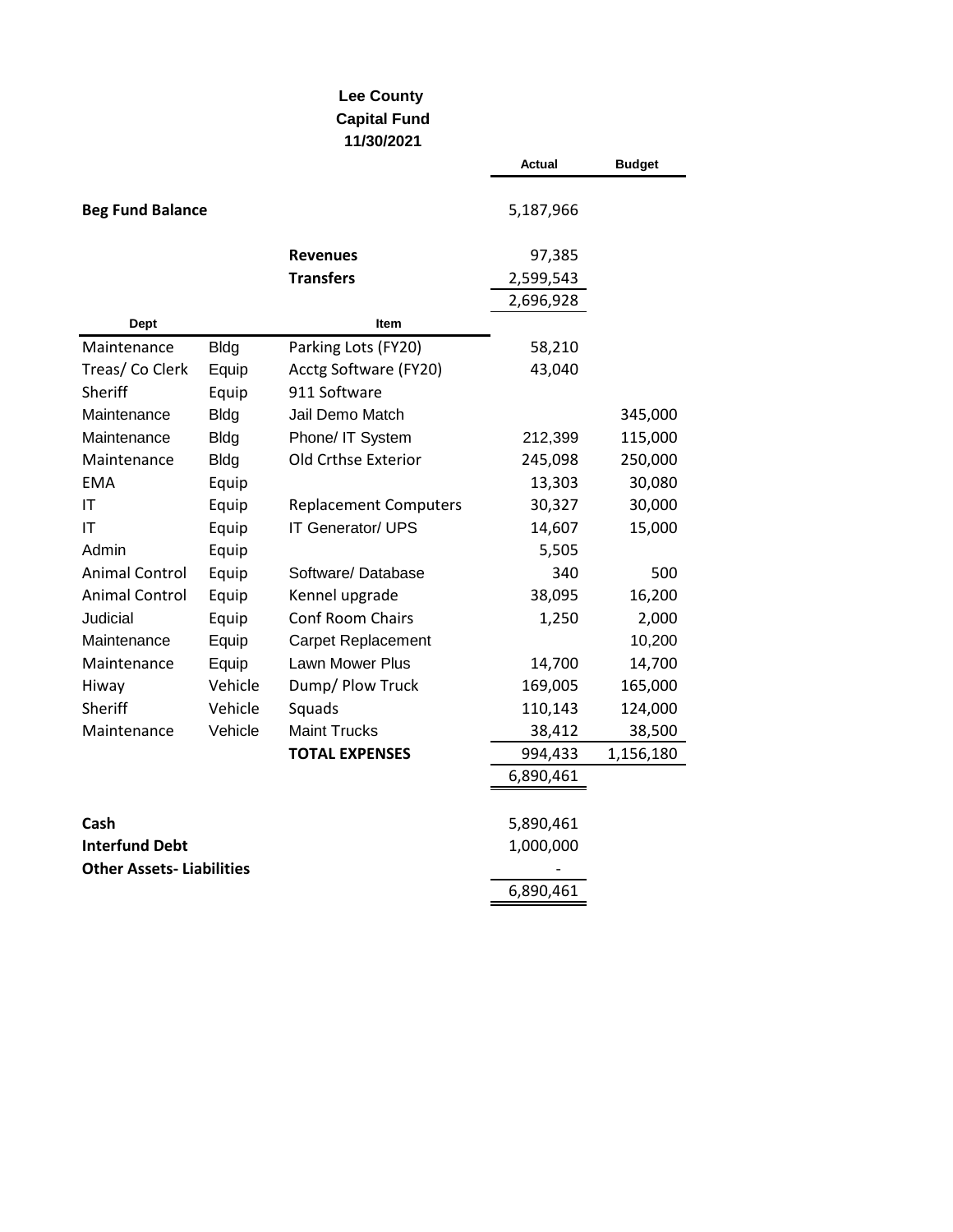# Lee County
## Capital Fund
### 11/30/2021

| | | | Actual | Budget |
|---|---|---|---|---|
| **Beg Fund Balance** | | | 5,187,966 | |
| | | **Revenues** | 97,385 | |
| | | **Transfers** | 2,599,543 | |
| | | | 2,696,928 | |
| **Dept** | | **Item** | | |
| Maintenance | Bldg | Parking Lots (FY20) | 58,210 | |
| Treas/ Co Clerk | Equip | Acctg Software (FY20) | 43,040 | |
| Sheriff | Equip | 911 Software | | |
| Maintenance | Bldg | Jail Demo Match | | 345,000 |
| Maintenance | Bldg | Phone/ IT System | 212,399 | 115,000 |
| Maintenance | Bldg | Old Crthse Exterior | 245,098 | 250,000 |
| EMA | Equip | | 13,303 | 30,080 |
| IT | Equip | Replacement Computers | 30,327 | 30,000 |
| IT | Equip | IT Generator/ UPS | 14,607 | 15,000 |
| Admin | Equip | | 5,505 | |
| Animal Control | Equip | Software/ Database | 340 | 500 |
| Animal Control | Equip | Kennel upgrade | 38,095 | 16,200 |
| Judicial | Equip | Conf Room Chairs | 1,250 | 2,000 |
| Maintenance | Equip | Carpet Replacement | | 10,200 |
| Maintenance | Equip | Lawn Mower Plus | 14,700 | 14,700 |
| Hiway | Vehicle | Dump/ Plow Truck | 169,005 | 165,000 |
| Sheriff | Vehicle | Squads | 110,143 | 124,000 |
| Maintenance | Vehicle | Maint Trucks | 38,412 | 38,500 |
| | | **TOTAL EXPENSES** | 994,433 | 1,156,180 |
| | | | 6,890,461 | |
| **Cash** | | | 5,890,461 | |
| **Interfund Debt** | | | 1,000,000 | |
| **Other Assets- Liabilities** | | | - | |
| | | | 6,890,461 | |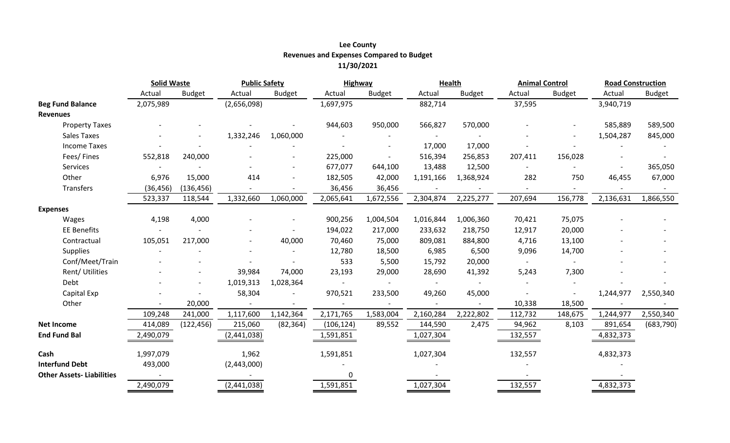**Lee County**
**Revenues and Expenses Compared to Budget**
**11/30/2021**

| | Solid Waste | | Public Safety | | Highway | | Health | | Animal Control | | Road Construction | |
|---|---|---|---|---|---|---|---|---|---|---|---|---|
| | Actual | Budget | Actual | Budget | Actual | Budget | Actual | Budget | Actual | Budget | Actual | Budget |
| **Beg Fund Balance** | 2,075,989 | | (2,656,098) | | 1,697,975 | | 882,714 | | 37,595 | | 3,940,719 | |
| **Revenues** | | | | | | | | | | | | |
| Property Taxes | - | - | - | - | 944,603 | 950,000 | 566,827 | 570,000 | - | - | 585,889 | 589,500 |
| Sales Taxes | - | - | 1,332,246 | 1,060,000 | - | - | - | - | - | - | 1,504,287 | 845,000 |
| Income Taxes | - | - | - | - | - | - | 17,000 | 17,000 | - | - | - | - |
| Fees/ Fines | 552,818 | 240,000 | - | - | 225,000 | - | 516,394 | 256,853 | 207,411 | 156,028 | - | - |
| Services | - | - | - | - | 677,077 | 644,100 | 13,488 | 12,500 | - | - | - | 365,050 |
| Other | 6,976 | 15,000 | 414 | - | 182,505 | 42,000 | 1,191,166 | 1,368,924 | 282 | 750 | 46,455 | 67,000 |
| Transfers | (36,456) | (136,456) | - | - | 36,456 | 36,456 | - | - | - | - | - | - |
| | 523,337 | 118,544 | 1,332,660 | 1,060,000 | 2,065,641 | 1,672,556 | 2,304,874 | 2,225,277 | 207,694 | 156,778 | 2,136,631 | 1,866,550 |
| **Expenses** | | | | | | | | | | | | |
| Wages | 4,198 | 4,000 | - | - | 900,256 | 1,004,504 | 1,016,844 | 1,006,360 | 70,421 | 75,075 | - | - |
| EE Benefits | - | - | - | - | 194,022 | 217,000 | 233,632 | 218,750 | 12,917 | 20,000 | - | - |
| Contractual | 105,051 | 217,000 | - | 40,000 | 70,460 | 75,000 | 809,081 | 884,800 | 4,716 | 13,100 | - | - |
| Supplies | - | - | - | - | 12,780 | 18,500 | 6,985 | 6,500 | 9,096 | 14,700 | - | - |
| Conf/Meet/Train | - | - | - | - | 533 | 5,500 | 15,792 | 20,000 | - | - | - | - |
| Rent/ Utilities | - | - | 39,984 | 74,000 | 23,193 | 29,000 | 28,690 | 41,392 | 5,243 | 7,300 | - | - |
| Debt | - | - | 1,019,313 | 1,028,364 | - | - | - | - | - | - | - | - |
| Capital Exp | - | - | 58,304 | - | 970,521 | 233,500 | 49,260 | 45,000 | - | - | 1,244,977 | 2,550,340 |
| Other | - | 20,000 | - | - | - | - | - | - | 10,338 | 18,500 | - | - |
| | 109,248 | 241,000 | 1,117,600 | 1,142,364 | 2,171,765 | 1,583,004 | 2,160,284 | 2,222,802 | 112,732 | 148,675 | 1,244,977 | 2,550,340 |
| **Net Income** | 414,089 | (122,456) | 215,060 | (82,364) | (106,124) | 89,552 | 144,590 | 2,475 | 94,962 | 8,103 | 891,654 | (683,790) |
| **End Fund Bal** | 2,490,079 | | (2,441,038) | | 1,591,851 | | 1,027,304 | | 132,557 | | 4,832,373 | |
| **Cash** | 1,997,079 | | 1,962 | | 1,591,851 | | 1,027,304 | | 132,557 | | 4,832,373 | |
| **Interfund Debt** | 493,000 | | (2,443,000) | | - | | - | | - | | - | |
| **Other Assets- Liabilities** | - | | - | | 0 | | - | | - | | - | |
| | 2,490,079 | | (2,441,038) | | 1,591,851 | | 1,027,304 | | 132,557 | | 4,832,373 | |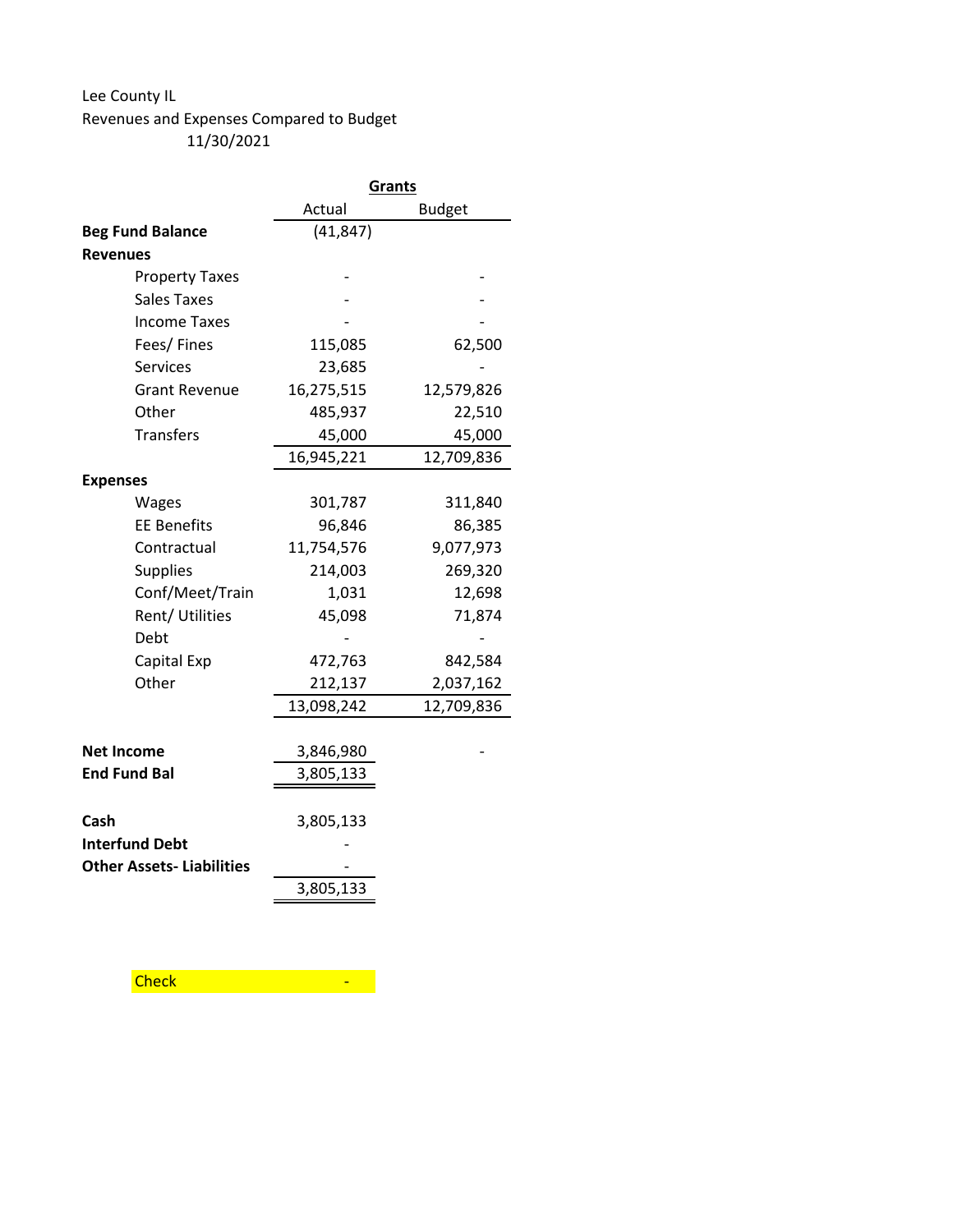Lee County IL

Revenues and Expenses Compared to Budget

11/30/2021

| | Grants | |
|---|---|---|
| | Actual | Budget |
| **Beg Fund Balance** | (41,847) | |
| **Revenues** | | |
| Property Taxes | - | - |
| Sales Taxes | - | - |
| Income Taxes | - | - |
| Fees/ Fines | 115,085 | 62,500 |
| Services | 23,685 | - |
| Grant Revenue | 16,275,515 | 12,579,826 |
| Other | 485,937 | 22,510 |
| Transfers | 45,000 | 45,000 |
| | 16,945,221 | 12,709,836 |
| **Expenses** | | |
| Wages | 301,787 | 311,840 |
| EE Benefits | 96,846 | 86,385 |
| Contractual | 11,754,576 | 9,077,973 |
| Supplies | 214,003 | 269,320 |
| Conf/Meet/Train | 1,031 | 12,698 |
| Rent/ Utilities | 45,098 | 71,874 |
| Debt | - | - |
| Capital Exp | 472,763 | 842,584 |
| Other | 212,137 | 2,037,162 |
| | 13,098,242 | 12,709,836 |
| **Net Income** | 3,846,980 | - |
| **End Fund Bal** | 3,805,133 | |
| **Cash** | 3,805,133 | |
| **Interfund Debt** | - | |
| **Other Assets- Liabilities** | - | |
| | 3,805,133 | |

Check -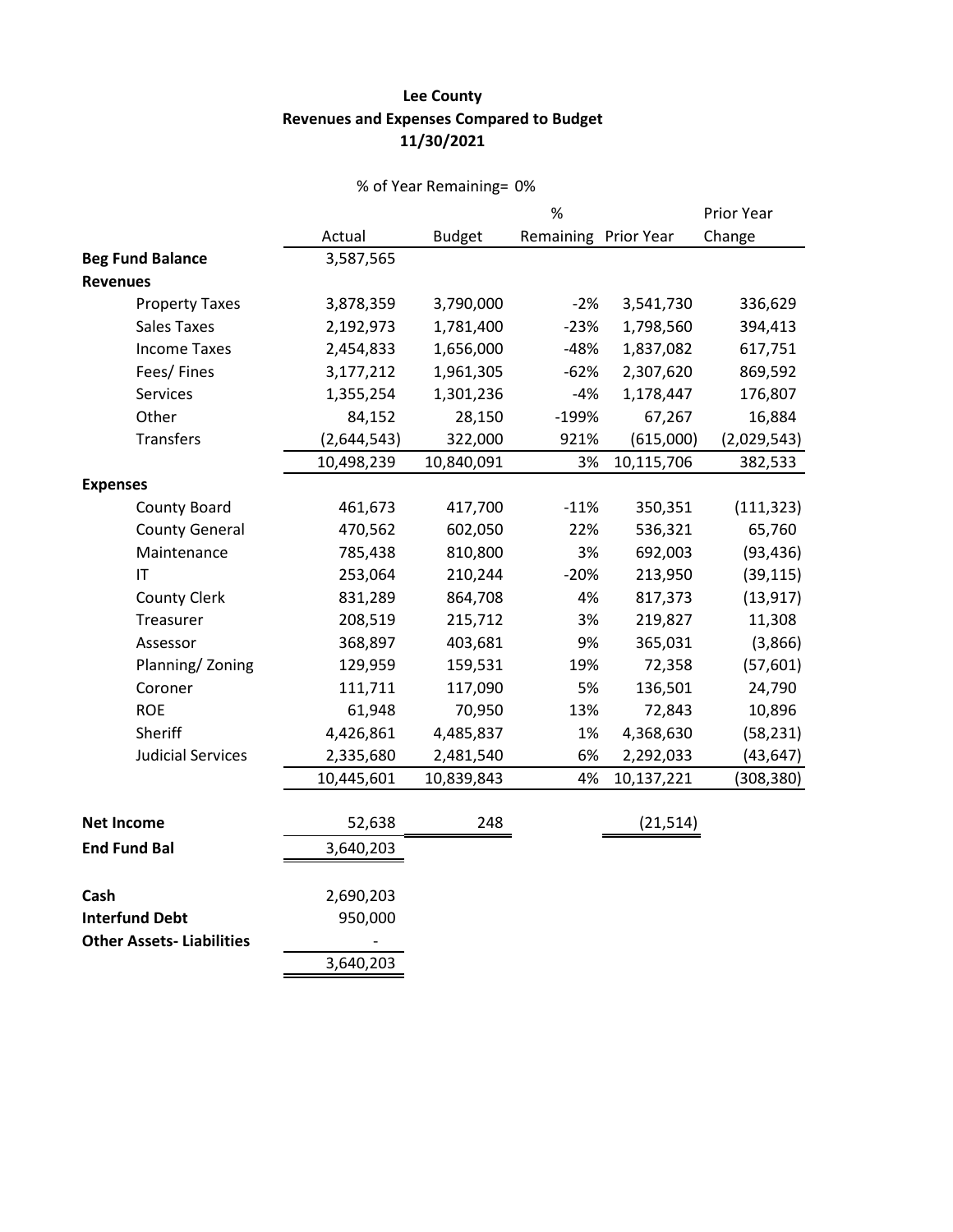**Lee County**
**Revenues and Expenses Compared to Budget**
**11/30/2021**

% of Year Remaining= 0%

| | Actual | Budget | % Remaining | Prior Year | Prior Year Change |
|---|---|---|---|---|---|
| **Beg Fund Balance** | 3,587,565 | | | | |
| **Revenues** | | | | | |
| Property Taxes | 3,878,359 | 3,790,000 | -2% | 3,541,730 | 336,629 |
| Sales Taxes | 2,192,973 | 1,781,400 | -23% | 1,798,560 | 394,413 |
| Income Taxes | 2,454,833 | 1,656,000 | -48% | 1,837,082 | 617,751 |
| Fees/ Fines | 3,177,212 | 1,961,305 | -62% | 2,307,620 | 869,592 |
| Services | 1,355,254 | 1,301,236 | -4% | 1,178,447 | 176,807 |
| Other | 84,152 | 28,150 | -199% | 67,267 | 16,884 |
| Transfers | (2,644,543) | 322,000 | 921% | (615,000) | (2,029,543) |
| | 10,498,239 | 10,840,091 | 3% | 10,115,706 | 382,533 |
| **Expenses** | | | | | |
| County Board | 461,673 | 417,700 | -11% | 350,351 | (111,323) |
| County General | 470,562 | 602,050 | 22% | 536,321 | 65,760 |
| Maintenance | 785,438 | 810,800 | 3% | 692,003 | (93,436) |
| IT | 253,064 | 210,244 | -20% | 213,950 | (39,115) |
| County Clerk | 831,289 | 864,708 | 4% | 817,373 | (13,917) |
| Treasurer | 208,519 | 215,712 | 3% | 219,827 | 11,308 |
| Assessor | 368,897 | 403,681 | 9% | 365,031 | (3,866) |
| Planning/ Zoning | 129,959 | 159,531 | 19% | 72,358 | (57,601) |
| Coroner | 111,711 | 117,090 | 5% | 136,501 | 24,790 |
| ROE | 61,948 | 70,950 | 13% | 72,843 | 10,896 |
| Sheriff | 4,426,861 | 4,485,837 | 1% | 4,368,630 | (58,231) |
| Judicial Services | 2,335,680 | 2,481,540 | 6% | 2,292,033 | (43,647) |
| | 10,445,601 | 10,839,843 | 4% | 10,137,221 | (308,380) |
| **Net Income** | 52,638 | 248 | | (21,514) | |
| **End Fund Bal** | 3,640,203 | | | | |
| **Cash** | 2,690,203 | | | | |
| **Interfund Debt** | 950,000 | | | | |
| **Other Assets- Liabilities** | - | | | | |
| | 3,640,203 | | | | |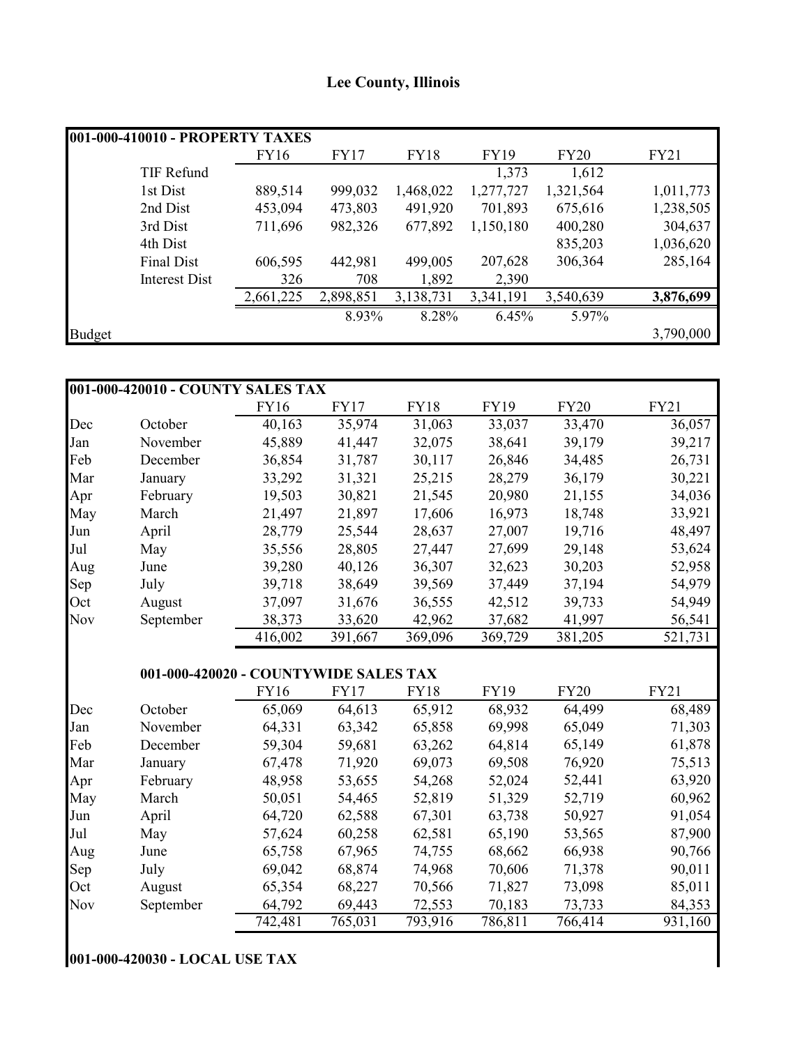# Lee County, Illinois

| 001-000-410010 - PROPERTY TAXES | | | | | | | |
|---|---|---|---|---|---|---|---|
| | | FY16 | FY17 | FY18 | FY19 | FY20 | FY21 |
| | TIF Refund | | | | 1,373 | 1,612 | |
| | 1st Dist | 889,514 | 999,032 | 1,468,022 | 1,277,727 | 1,321,564 | 1,011,773 |
| | 2nd Dist | 453,094 | 473,803 | 491,920 | 701,893 | 675,616 | 1,238,505 |
| | 3rd Dist | 711,696 | 982,326 | 677,892 | 1,150,180 | 400,280 | 304,637 |
| | 4th Dist | | | | | 835,203 | 1,036,620 |
| | Final Dist | 606,595 | 442,981 | 499,005 | 207,628 | 306,364 | 285,164 |
| | Interest Dist | 326 | 708 | 1,892 | 2,390 | | |
| | | 2,661,225 | 2,898,851 | 3,138,731 | 3,341,191 | 3,540,639 | **3,876,699** |
| | | | 8.93% | 8.28% | 6.45% | 5.97% | |
| Budget | | | | | | | 3,790,000 |

| 001-000-420010 - COUNTY SALES TAX | | | | | | | |
|---|---|---|---|---|---|---|---|
| | | FY16 | FY17 | FY18 | FY19 | FY20 | FY21 |
| Dec | October | 40,163 | 35,974 | 31,063 | 33,037 | 33,470 | 36,057 |
| Jan | November | 45,889 | 41,447 | 32,075 | 38,641 | 39,179 | 39,217 |
| Feb | December | 36,854 | 31,787 | 30,117 | 26,846 | 34,485 | 26,731 |
| Mar | January | 33,292 | 31,321 | 25,215 | 28,279 | 36,179 | 30,221 |
| Apr | February | 19,503 | 30,821 | 21,545 | 20,980 | 21,155 | 34,036 |
| May | March | 21,497 | 21,897 | 17,606 | 16,973 | 18,748 | 33,921 |
| Jun | April | 28,779 | 25,544 | 28,637 | 27,007 | 19,716 | 48,497 |
| Jul | May | 35,556 | 28,805 | 27,447 | 27,699 | 29,148 | 53,624 |
| Aug | June | 39,280 | 40,126 | 36,307 | 32,623 | 30,203 | 52,958 |
| Sep | July | 39,718 | 38,649 | 39,569 | 37,449 | 37,194 | 54,979 |
| Oct | August | 37,097 | 31,676 | 36,555 | 42,512 | 39,733 | 54,949 |
| Nov | September | 38,373 | 33,620 | 42,962 | 37,682 | 41,997 | 56,541 |
| | | 416,002 | 391,667 | 369,096 | 369,729 | 381,205 | 521,731 |

| | 001-000-420020 - COUNTYWIDE SALES TAX | | | | | | |
|---|---|---|---|---|---|---|---|
| | | FY16 | FY17 | FY18 | FY19 | FY20 | FY21 |
| Dec | October | 65,069 | 64,613 | 65,912 | 68,932 | 64,499 | 68,489 |
| Jan | November | 64,331 | 63,342 | 65,858 | 69,998 | 65,049 | 71,303 |
| Feb | December | 59,304 | 59,681 | 63,262 | 64,814 | 65,149 | 61,878 |
| Mar | January | 67,478 | 71,920 | 69,073 | 69,508 | 76,920 | 75,513 |
| Apr | February | 48,958 | 53,655 | 54,268 | 52,024 | 52,441 | 63,920 |
| May | March | 50,051 | 54,465 | 52,819 | 51,329 | 52,719 | 60,962 |
| Jun | April | 64,720 | 62,588 | 67,301 | 63,738 | 50,927 | 91,054 |
| Jul | May | 57,624 | 60,258 | 62,581 | 65,190 | 53,565 | 87,900 |
| Aug | June | 65,758 | 67,965 | 74,755 | 68,662 | 66,938 | 90,766 |
| Sep | July | 69,042 | 68,874 | 74,968 | 70,606 | 71,378 | 90,011 |
| Oct | August | 65,354 | 68,227 | 70,566 | 71,827 | 73,098 | 85,011 |
| Nov | September | 64,792 | 69,443 | 72,553 | 70,183 | 73,733 | 84,353 |
| | | 742,481 | 765,031 | 793,916 | 786,811 | 766,414 | 931,160 |

**001-000-420030 - LOCAL USE TAX**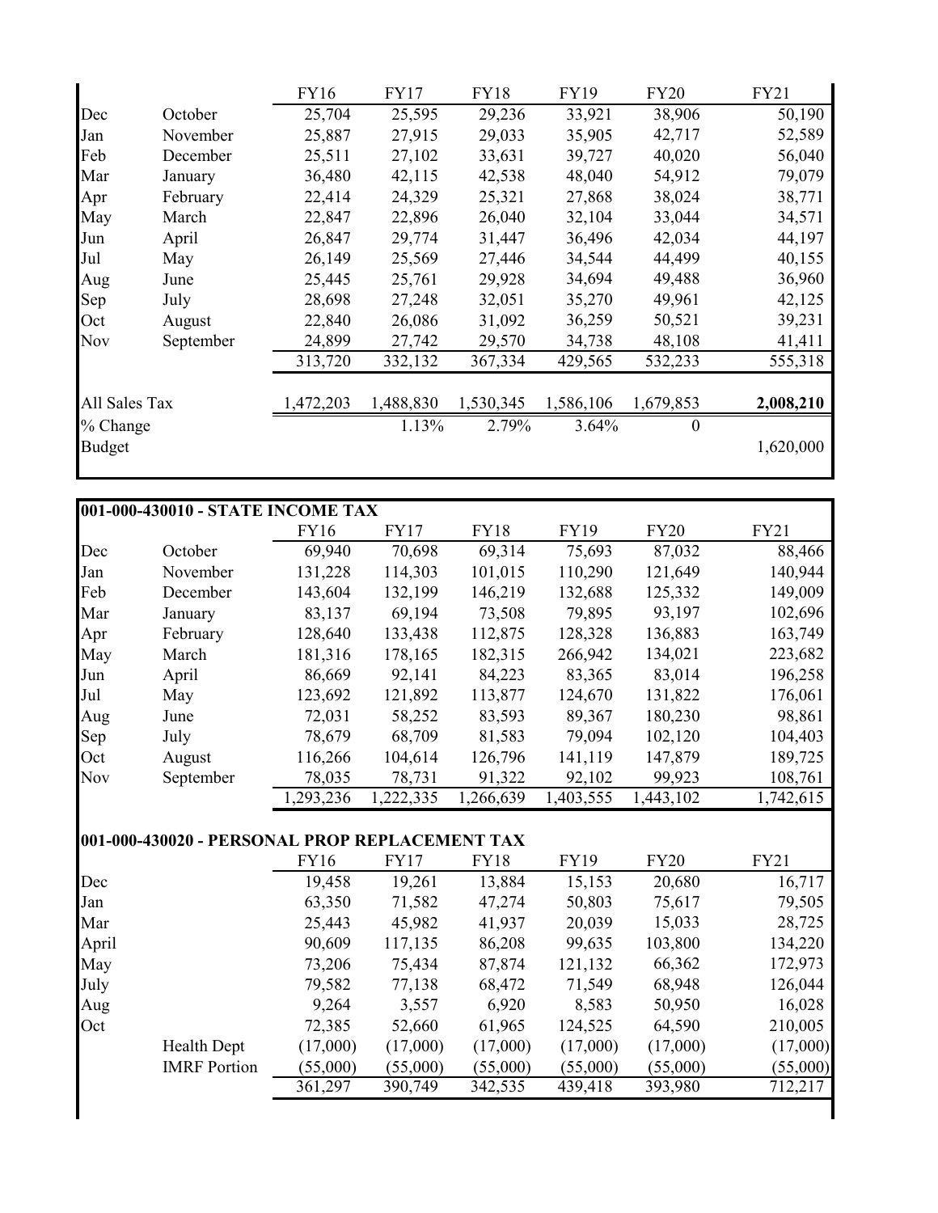| | | FY16 | FY17 | FY18 | FY19 | FY20 | FY21 |
|---|---|---|---|---|---|---|---|
| Dec | October | 25,704 | 25,595 | 29,236 | 33,921 | 38,906 | 50,190 |
| Jan | November | 25,887 | 27,915 | 29,033 | 35,905 | 42,717 | 52,589 |
| Feb | December | 25,511 | 27,102 | 33,631 | 39,727 | 40,020 | 56,040 |
| Mar | January | 36,480 | 42,115 | 42,538 | 48,040 | 54,912 | 79,079 |
| Apr | February | 22,414 | 24,329 | 25,321 | 27,868 | 38,024 | 38,771 |
| May | March | 22,847 | 22,896 | 26,040 | 32,104 | 33,044 | 34,571 |
| Jun | April | 26,847 | 29,774 | 31,447 | 36,496 | 42,034 | 44,197 |
| Jul | May | 26,149 | 25,569 | 27,446 | 34,544 | 44,499 | 40,155 |
| Aug | June | 25,445 | 25,761 | 29,928 | 34,694 | 49,488 | 36,960 |
| Sep | July | 28,698 | 27,248 | 32,051 | 35,270 | 49,961 | 42,125 |
| Oct | August | 22,840 | 26,086 | 31,092 | 36,259 | 50,521 | 39,231 |
| Nov | September | 24,899 | 27,742 | 29,570 | 34,738 | 48,108 | 41,411 |
| | | 313,720 | 332,132 | 367,334 | 429,565 | 532,233 | 555,318 |
| | | | | | | | |
| All Sales Tax | | 1,472,203 | 1,488,830 | 1,530,345 | 1,586,106 | 1,679,853 | **2,008,210** |
| % Change | | | 1.13% | 2.79% | 3.64% | 0 | |
| Budget | | | | | | | 1,620,000 |

**001-000-430010 - STATE INCOME TAX**

| | | FY16 | FY17 | FY18 | FY19 | FY20 | FY21 |
|---|---|---|---|---|---|---|---|
| Dec | October | 69,940 | 70,698 | 69,314 | 75,693 | 87,032 | 88,466 |
| Jan | November | 131,228 | 114,303 | 101,015 | 110,290 | 121,649 | 140,944 |
| Feb | December | 143,604 | 132,199 | 146,219 | 132,688 | 125,332 | 149,009 |
| Mar | January | 83,137 | 69,194 | 73,508 | 79,895 | 93,197 | 102,696 |
| Apr | February | 128,640 | 133,438 | 112,875 | 128,328 | 136,883 | 163,749 |
| May | March | 181,316 | 178,165 | 182,315 | 266,942 | 134,021 | 223,682 |
| Jun | April | 86,669 | 92,141 | 84,223 | 83,365 | 83,014 | 196,258 |
| Jul | May | 123,692 | 121,892 | 113,877 | 124,670 | 131,822 | 176,061 |
| Aug | June | 72,031 | 58,252 | 83,593 | 89,367 | 180,230 | 98,861 |
| Sep | July | 78,679 | 68,709 | 81,583 | 79,094 | 102,120 | 104,403 |
| Oct | August | 116,266 | 104,614 | 126,796 | 141,119 | 147,879 | 189,725 |
| Nov | September | 78,035 | 78,731 | 91,322 | 92,102 | 99,923 | 108,761 |
| | | 1,293,236 | 1,222,335 | 1,266,639 | 1,403,555 | 1,443,102 | 1,742,615 |

**001-000-430020 - PERSONAL PROP REPLACEMENT TAX**

| | | FY16 | FY17 | FY18 | FY19 | FY20 | FY21 |
|---|---|---|---|---|---|---|---|
| Dec | | 19,458 | 19,261 | 13,884 | 15,153 | 20,680 | 16,717 |
| Jan | | 63,350 | 71,582 | 47,274 | 50,803 | 75,617 | 79,505 |
| Mar | | 25,443 | 45,982 | 41,937 | 20,039 | 15,033 | 28,725 |
| April | | 90,609 | 117,135 | 86,208 | 99,635 | 103,800 | 134,220 |
| May | | 73,206 | 75,434 | 87,874 | 121,132 | 66,362 | 172,973 |
| July | | 79,582 | 77,138 | 68,472 | 71,549 | 68,948 | 126,044 |
| Aug | | 9,264 | 3,557 | 6,920 | 8,583 | 50,950 | 16,028 |
| Oct | | 72,385 | 52,660 | 61,965 | 124,525 | 64,590 | 210,005 |
| | Health Dept | (17,000) | (17,000) | (17,000) | (17,000) | (17,000) | (17,000) |
| | IMRF Portion | (55,000) | (55,000) | (55,000) | (55,000) | (55,000) | (55,000) |
| | | 361,297 | 390,749 | 342,535 | 439,418 | 393,980 | 712,217 |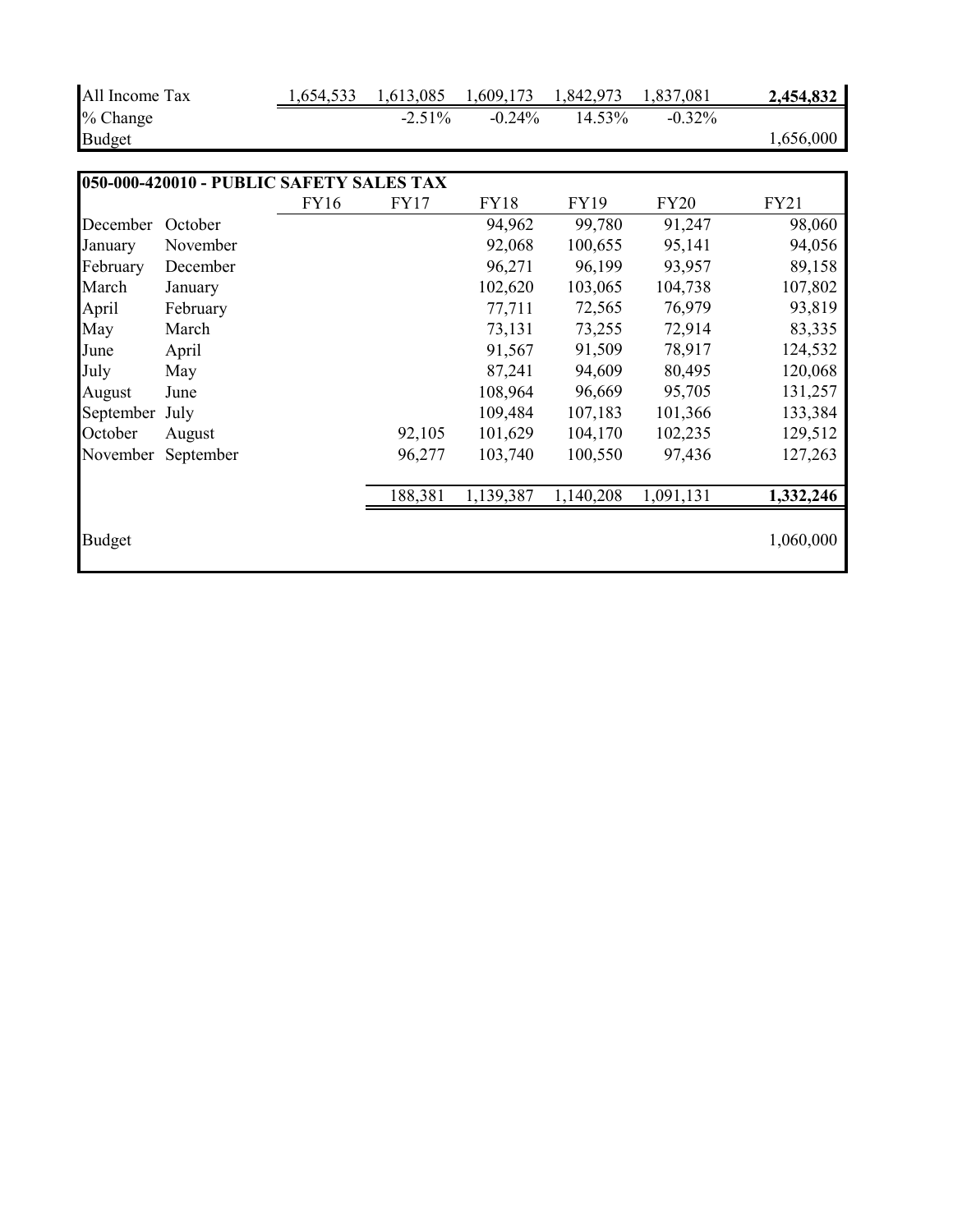| | | | | | | | |
|---|---|---|---|---|---|---|---|
| All Income Tax | | 1,654,533 | 1,613,085 | 1,609,173 | 1,842,973 | 1,837,081 | **2,454,832** |
| % Change | | | -2.51% | -0.24% | 14.53% | -0.32% | |
| Budget | | | | | | | 1,656,000 |

| **050-000-420010 - PUBLIC SAFETY SALES TAX** | | | | | | | |
|---|---|---|---|---|---|---|---|
| | | FY16 | FY17 | FY18 | FY19 | FY20 | FY21 |
| December | October | | | 94,962 | 99,780 | 91,247 | 98,060 |
| January | November | | | 92,068 | 100,655 | 95,141 | 94,056 |
| February | December | | | 96,271 | 96,199 | 93,957 | 89,158 |
| March | January | | | 102,620 | 103,065 | 104,738 | 107,802 |
| April | February | | | 77,711 | 72,565 | 76,979 | 93,819 |
| May | March | | | 73,131 | 73,255 | 72,914 | 83,335 |
| June | April | | | 91,567 | 91,509 | 78,917 | 124,532 |
| July | May | | | 87,241 | 94,609 | 80,495 | 120,068 |
| August | June | | | 108,964 | 96,669 | 95,705 | 131,257 |
| September | July | | | 109,484 | 107,183 | 101,366 | 133,384 |
| October | August | | 92,105 | 101,629 | 104,170 | 102,235 | 129,512 |
| November | September | | 96,277 | 103,740 | 100,550 | 97,436 | 127,263 |
| | | | 188,381 | 1,139,387 | 1,140,208 | 1,091,131 | **1,332,246** |
| Budget | | | | | | | 1,060,000 |